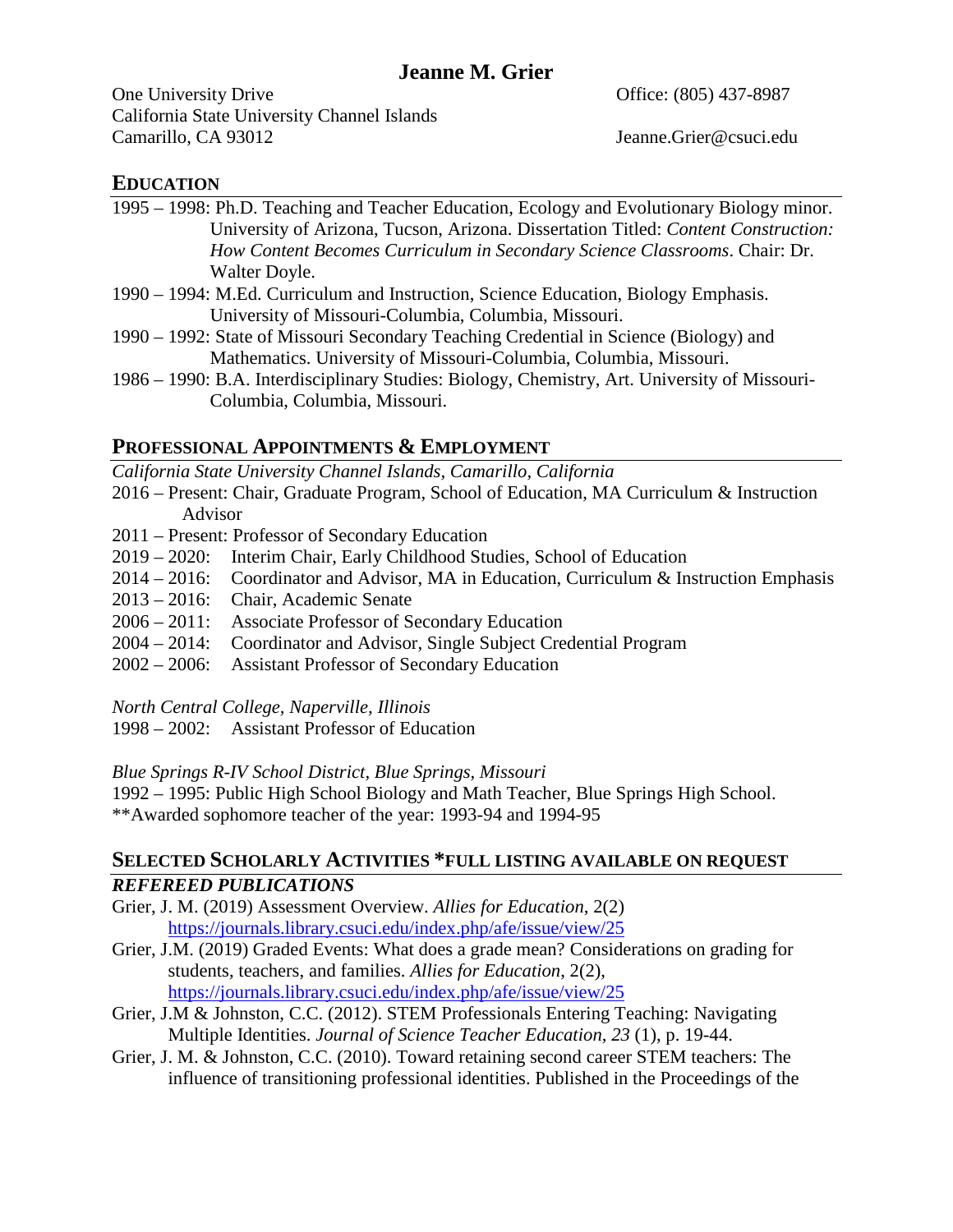# Jeanne M. Grier

One University Drive
California State University Channel Islands
Camarillo, CA 93012

Office: (805) 437-8987
Jeanne.Grier@csuci.edu

## EDUCATION

1995 – 1998: Ph.D. Teaching and Teacher Education, Ecology and Evolutionary Biology minor. University of Arizona, Tucson, Arizona. Dissertation Titled: *Content Construction: How Content Becomes Curriculum in Secondary Science Classrooms*. Chair: Dr. Walter Doyle.

1990 – 1994: M.Ed. Curriculum and Instruction, Science Education, Biology Emphasis. University of Missouri-Columbia, Columbia, Missouri.

1990 – 1992: State of Missouri Secondary Teaching Credential in Science (Biology) and Mathematics. University of Missouri-Columbia, Columbia, Missouri.

1986 – 1990: B.A. Interdisciplinary Studies: Biology, Chemistry, Art. University of Missouri-Columbia, Columbia, Missouri.

## PROFESSIONAL APPOINTMENTS & EMPLOYMENT

*California State University Channel Islands, Camarillo, California*

2016 – Present: Chair, Graduate Program, School of Education, MA Curriculum & Instruction Advisor
2011 – Present: Professor of Secondary Education
2019 – 2020: Interim Chair, Early Childhood Studies, School of Education
2014 – 2016: Coordinator and Advisor, MA in Education, Curriculum & Instruction Emphasis
2013 – 2016: Chair, Academic Senate
2006 – 2011: Associate Professor of Secondary Education
2004 – 2014: Coordinator and Advisor, Single Subject Credential Program
2002 – 2006: Assistant Professor of Secondary Education

*North Central College, Naperville, Illinois*

1998 – 2002: Assistant Professor of Education

*Blue Springs R-IV School District, Blue Springs, Missouri*

1992 – 1995: Public High School Biology and Math Teacher, Blue Springs High School.
**Awarded sophomore teacher of the year: 1993-94 and 1994-95

## SELECTED SCHOLARLY ACTIVITIES *FULL LISTING AVAILABLE ON REQUEST

### *REFEREED PUBLICATIONS*

Grier, J. M. (2019) Assessment Overview. *Allies for Education*, 2(2) https://journals.library.csuci.edu/index.php/afe/issue/view/25

Grier, J.M. (2019) Graded Events: What does a grade mean? Considerations on grading for students, teachers, and families. *Allies for Education*, 2(2), https://journals.library.csuci.edu/index.php/afe/issue/view/25

Grier, J.M & Johnston, C.C. (2012). STEM Professionals Entering Teaching: Navigating Multiple Identities. *Journal of Science Teacher Education*, *23* (1), p. 19-44.

Grier, J. M. & Johnston, C.C. (2010). Toward retaining second career STEM teachers: The influence of transitioning professional identities. Published in the Proceedings of the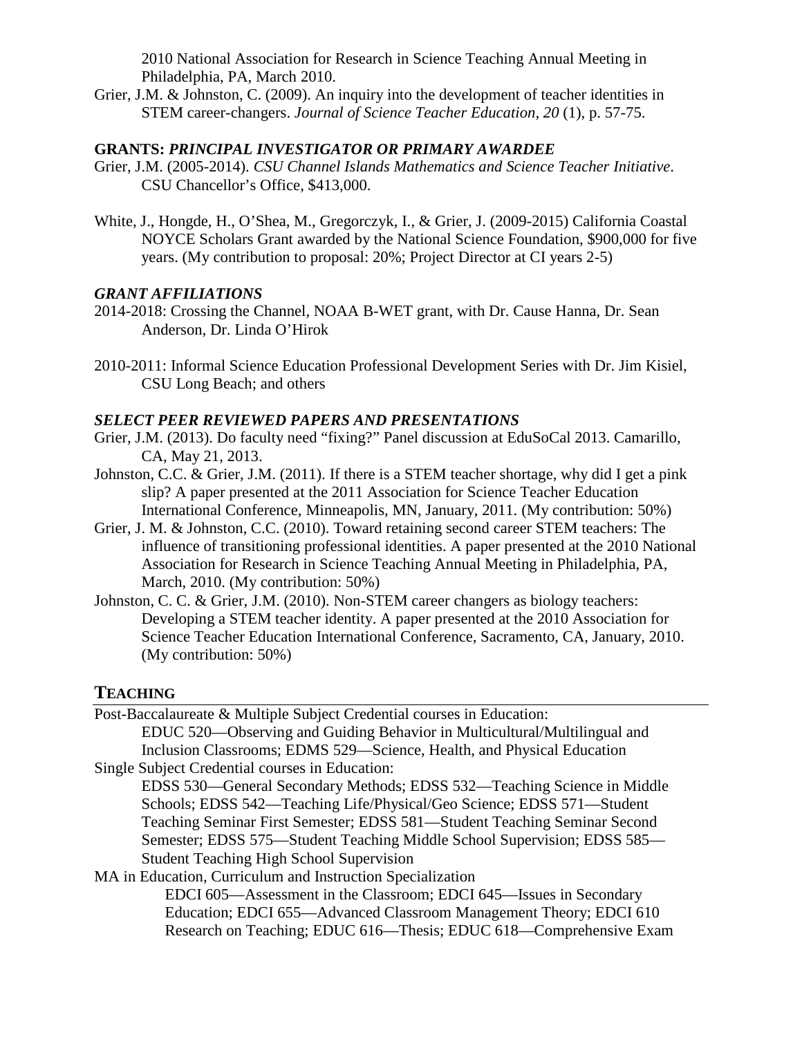2010 National Association for Research in Science Teaching Annual Meeting in Philadelphia, PA, March 2010.

Grier, J.M. & Johnston, C. (2009). An inquiry into the development of teacher identities in STEM career-changers. *Journal of Science Teacher Education, 20* (1), p. 57-75.

### GRANTS: *PRINCIPAL INVESTIGATOR OR PRIMARY AWARDEE*

Grier, J.M. (2005-2014). *CSU Channel Islands Mathematics and Science Teacher Initiative*. CSU Chancellor's Office, $413,000.

White, J., Hongde, H., O'Shea, M., Gregorczyk, I., & Grier, J. (2009-2015) California Coastal NOYCE Scholars Grant awarded by the National Science Foundation, $900,000 for five years. (My contribution to proposal: 20%; Project Director at CI years 2-5)

### *GRANT AFFILIATIONS*

2014-2018: Crossing the Channel, NOAA B-WET grant, with Dr. Cause Hanna, Dr. Sean Anderson, Dr. Linda O'Hirok

2010-2011: Informal Science Education Professional Development Series with Dr. Jim Kisiel, CSU Long Beach; and others

### *SELECT PEER REVIEWED PAPERS AND PRESENTATIONS*

Grier, J.M. (2013). Do faculty need "fixing?" Panel discussion at EduSoCal 2013. Camarillo, CA, May 21, 2013.

Johnston, C.C. & Grier, J.M. (2011). If there is a STEM teacher shortage, why did I get a pink slip? A paper presented at the 2011 Association for Science Teacher Education International Conference, Minneapolis, MN, January, 2011. (My contribution: 50%)

Grier, J. M. & Johnston, C.C. (2010). Toward retaining second career STEM teachers: The influence of transitioning professional identities. A paper presented at the 2010 National Association for Research in Science Teaching Annual Meeting in Philadelphia, PA, March, 2010. (My contribution: 50%)

Johnston, C. C. & Grier, J.M. (2010). Non-STEM career changers as biology teachers: Developing a STEM teacher identity. A paper presented at the 2010 Association for Science Teacher Education International Conference, Sacramento, CA, January, 2010. (My contribution: 50%)

## TEACHING

Post-Baccalaureate & Multiple Subject Credential courses in Education:

EDUC 520—Observing and Guiding Behavior in Multicultural/Multilingual and Inclusion Classrooms; EDMS 529—Science, Health, and Physical Education

Single Subject Credential courses in Education:

EDSS 530—General Secondary Methods; EDSS 532—Teaching Science in Middle Schools; EDSS 542—Teaching Life/Physical/Geo Science; EDSS 571—Student Teaching Seminar First Semester; EDSS 581—Student Teaching Seminar Second Semester; EDSS 575—Student Teaching Middle School Supervision; EDSS 585—Student Teaching High School Supervision

MA in Education, Curriculum and Instruction Specialization

EDCI 605—Assessment in the Classroom; EDCI 645—Issues in Secondary Education; EDCI 655—Advanced Classroom Management Theory; EDCI 610 Research on Teaching; EDUC 616—Thesis; EDUC 618—Comprehensive Exam